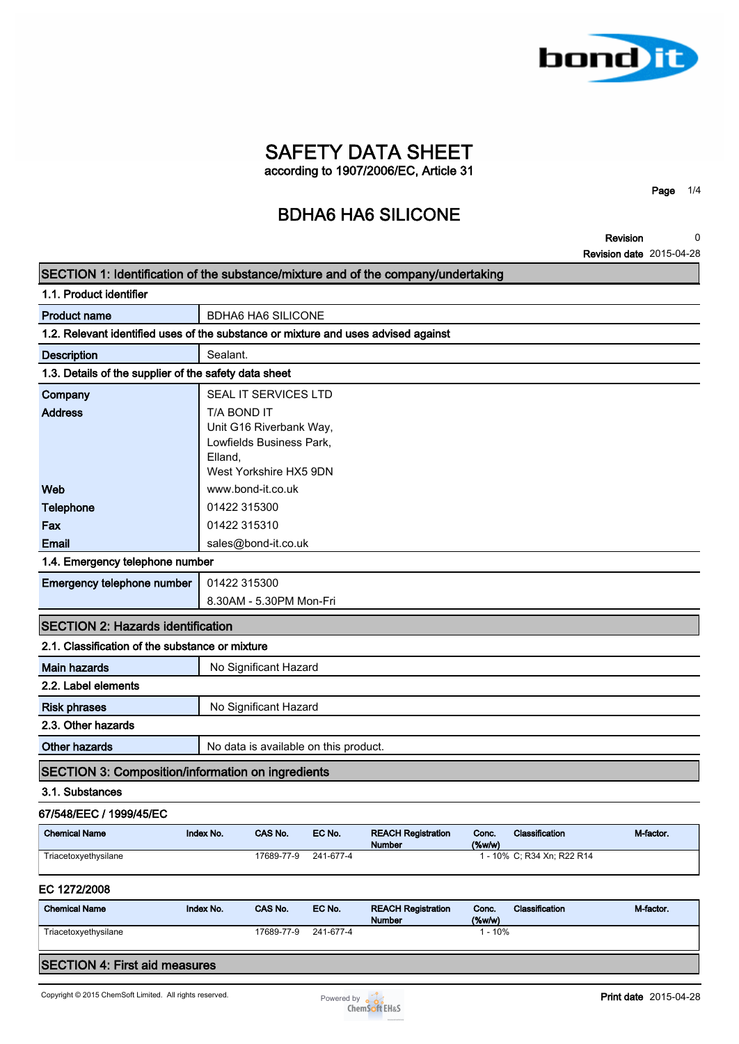# SAFETY DATA SHEET

according to 1907/2006/EC, Article 31

## BDHA6 HA6 SILICONE

**Revision** 0
**Revision date** 2015-04-28

## SECTION 1: Identification of the substance/mixture and of the company/undertaking

### 1.1. Product identifier

| | |
|---|---|
| **Product name** | BDHA6 HA6 SILICONE |

### 1.2. Relevant identified uses of the substance or mixture and uses advised against

| | |
|---|---|
| **Description** | Sealant. |

### 1.3. Details of the supplier of the safety data sheet

| | |
|---|---|
| **Company** | SEAL IT SERVICES LTD |
| **Address** | T/A BOND IT<br>Unit G16 Riverbank Way,<br>Lowfields Business Park,<br>Elland,<br>West Yorkshire HX5 9DN |
| **Web** | www.bond-it.co.uk |
| **Telephone** | 01422 315300 |
| **Fax** | 01422 315310 |
| **Email** | sales@bond-it.co.uk |

### 1.4. Emergency telephone number

| | |
|---|---|
| **Emergency telephone number** | 01422 315300<br>8.30AM - 5.30PM Mon-Fri |

## SECTION 2: Hazards identification

### 2.1. Classification of the substance or mixture

| | |
|---|---|
| **Main hazards** | No Significant Hazard |

### 2.2. Label elements

| | |
|---|---|
| **Risk phrases** | No Significant Hazard |

### 2.3. Other hazards

| | |
|---|---|
| **Other hazards** | No data is available on this product. |

## SECTION 3: Composition/information on ingredients

### 3.1. Substances

**67/548/EEC / 1999/45/EC**

| Chemical Name | Index No. | CAS No. | EC No. | REACH Registration Number | Conc. (%w/w) | Classification | M-factor. |
|---|---|---|---|---|---|---|---|
| Triacetoxyethylsilane | | 17689-77-9 | 241-677-4 | | 1 - 10% | C; R34 Xn; R22 R14 | |

**EC 1272/2008**

| Chemical Name | Index No. | CAS No. | EC No. | REACH Registration Number | Conc. (%w/w) | Classification | M-factor. |
|---|---|---|---|---|---|---|---|
| Triacetoxyethylsilane | | 17689-77-9 | 241-677-4 | | 1 - 10% | | |

## SECTION 4: First aid measures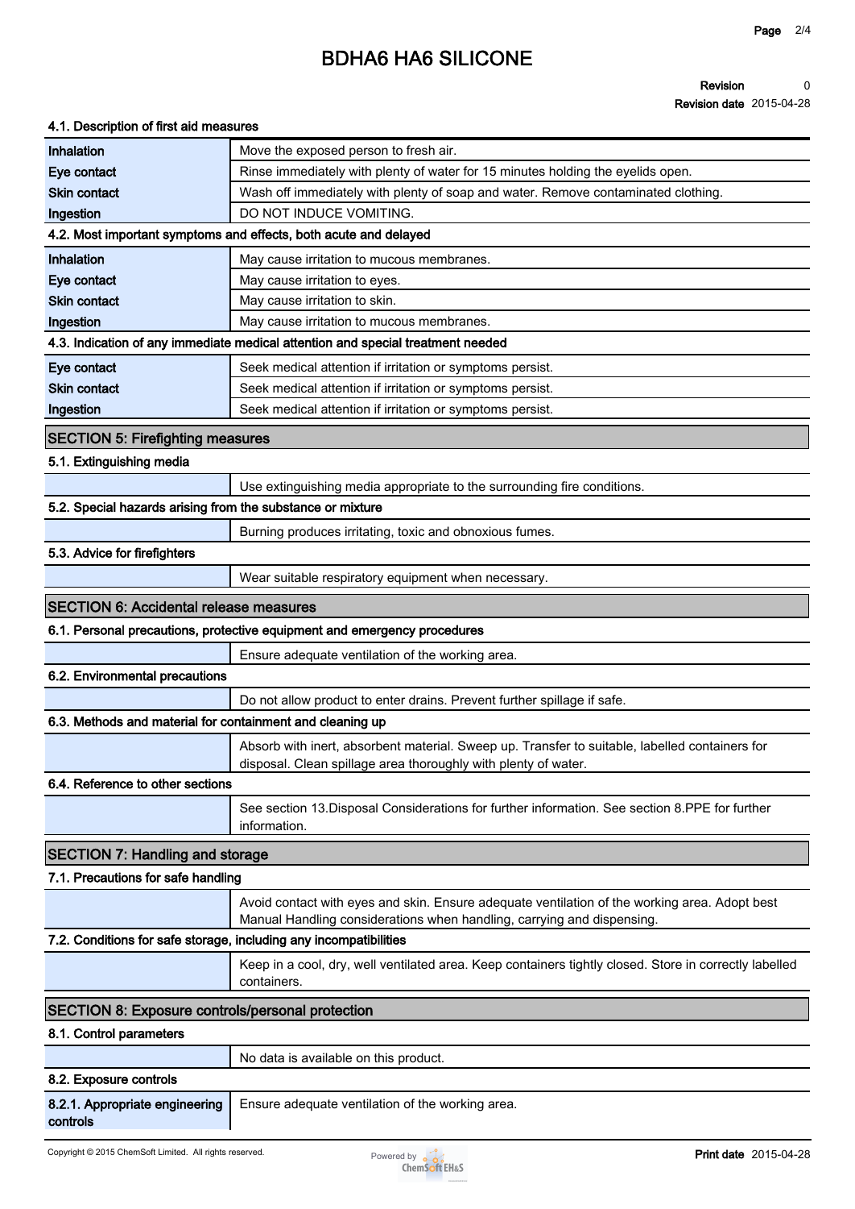#### 4.1. Description of first aid measures

| | |
|---|---|
| **Inhalation** | Move the exposed person to fresh air. |
| **Eye contact** | Rinse immediately with plenty of water for 15 minutes holding the eyelids open. |
| **Skin contact** | Wash off immediately with plenty of soap and water. Remove contaminated clothing. |
| **Ingestion** | DO NOT INDUCE VOMITING. |

#### 4.2. Most important symptoms and effects, both acute and delayed

| | |
|---|---|
| **Inhalation** | May cause irritation to mucous membranes. |
| **Eye contact** | May cause irritation to eyes. |
| **Skin contact** | May cause irritation to skin. |
| **Ingestion** | May cause irritation to mucous membranes. |

#### 4.3. Indication of any immediate medical attention and special treatment needed

| | |
|---|---|
| **Eye contact** | Seek medical attention if irritation or symptoms persist. |
| **Skin contact** | Seek medical attention if irritation or symptoms persist. |
| **Ingestion** | Seek medical attention if irritation or symptoms persist. |

## SECTION 5: Firefighting measures

#### 5.1. Extinguishing media

Use extinguishing media appropriate to the surrounding fire conditions.

#### 5.2. Special hazards arising from the substance or mixture

Burning produces irritating, toxic and obnoxious fumes.

#### 5.3. Advice for firefighters

Wear suitable respiratory equipment when necessary.

## SECTION 6: Accidental release measures

#### 6.1. Personal precautions, protective equipment and emergency procedures

Ensure adequate ventilation of the working area.

#### 6.2. Environmental precautions

Do not allow product to enter drains. Prevent further spillage if safe.

#### 6.3. Methods and material for containment and cleaning up

Absorb with inert, absorbent material. Sweep up. Transfer to suitable, labelled containers for disposal. Clean spillage area thoroughly with plenty of water.

#### 6.4. Reference to other sections

See section 13.Disposal Considerations for further information. See section 8.PPE for further information.

## SECTION 7: Handling and storage

#### 7.1. Precautions for safe handling

Avoid contact with eyes and skin. Ensure adequate ventilation of the working area. Adopt best Manual Handling considerations when handling, carrying and dispensing.

#### 7.2. Conditions for safe storage, including any incompatibilities

Keep in a cool, dry, well ventilated area. Keep containers tightly closed. Store in correctly labelled containers.

## SECTION 8: Exposure controls/personal protection

#### 8.1. Control parameters

No data is available on this product.

#### 8.2. Exposure controls

| | |
|---|---|
| **8.2.1. Appropriate engineering controls** | Ensure adequate ventilation of the working area. |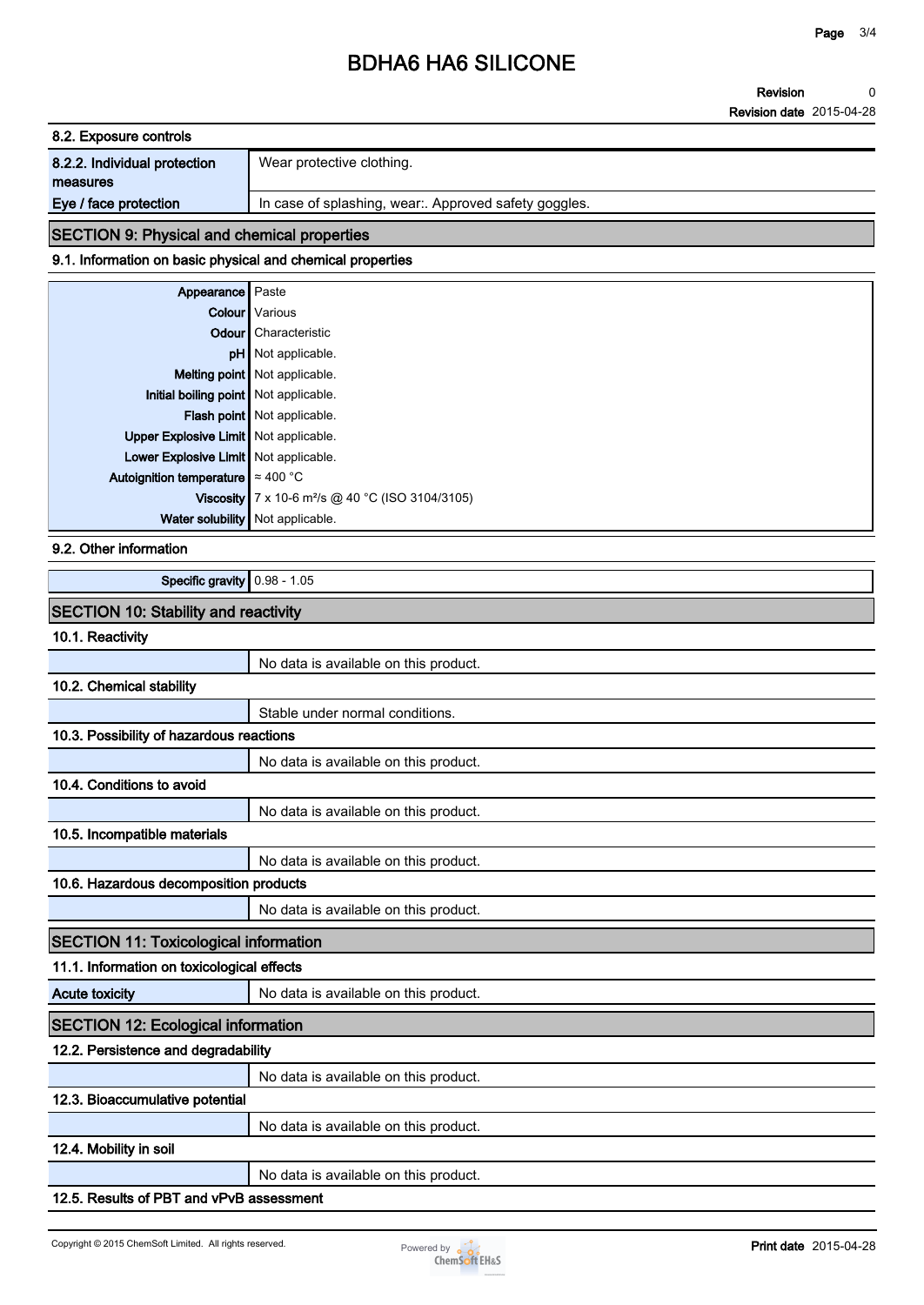#### 8.2. Exposure controls

| | |
|---|---|
| **8.2.2. Individual protection measures** | Wear protective clothing. |
| **Eye / face protection** | In case of splashing, wear:. Approved safety goggles. |

## SECTION 9: Physical and chemical properties

#### 9.1. Information on basic physical and chemical properties

| | |
|---|---|
| **Appearance** | Paste |
| **Colour** | Various |
| **Odour** | Characteristic |
| **pH** | Not applicable. |
| **Melting point** | Not applicable. |
| **Initial boiling point** | Not applicable. |
| **Flash point** | Not applicable. |
| **Upper Explosive Limit** | Not applicable. |
| **Lower Explosive Limit** | Not applicable. |
| **Autoignition temperature** | ≈ 400 °C |
| **Viscosity** | 7 x 10-6 $m^2/s$ @ 40 °C (ISO 3104/3105) |
| **Water solubility** | Not applicable. |

#### 9.2. Other information

| | |
|---|---|
| **Specific gravity** | 0.98 - 1.05 |

## SECTION 10: Stability and reactivity

#### 10.1. Reactivity

No data is available on this product.

#### 10.2. Chemical stability

Stable under normal conditions.

#### 10.3. Possibility of hazardous reactions

No data is available on this product.

#### 10.4. Conditions to avoid

No data is available on this product.

#### 10.5. Incompatible materials

No data is available on this product.

#### 10.6. Hazardous decomposition products

No data is available on this product.

## SECTION 11: Toxicological information

#### 11.1. Information on toxicological effects

| | |
|---|---|
| **Acute toxicity** | No data is available on this product. |

## SECTION 12: Ecological information

#### 12.2. Persistence and degradability

No data is available on this product.

#### 12.3. Bioaccumulative potential

No data is available on this product.

#### 12.4. Mobility in soil

No data is available on this product.

#### 12.5. Results of PBT and vPvB assessment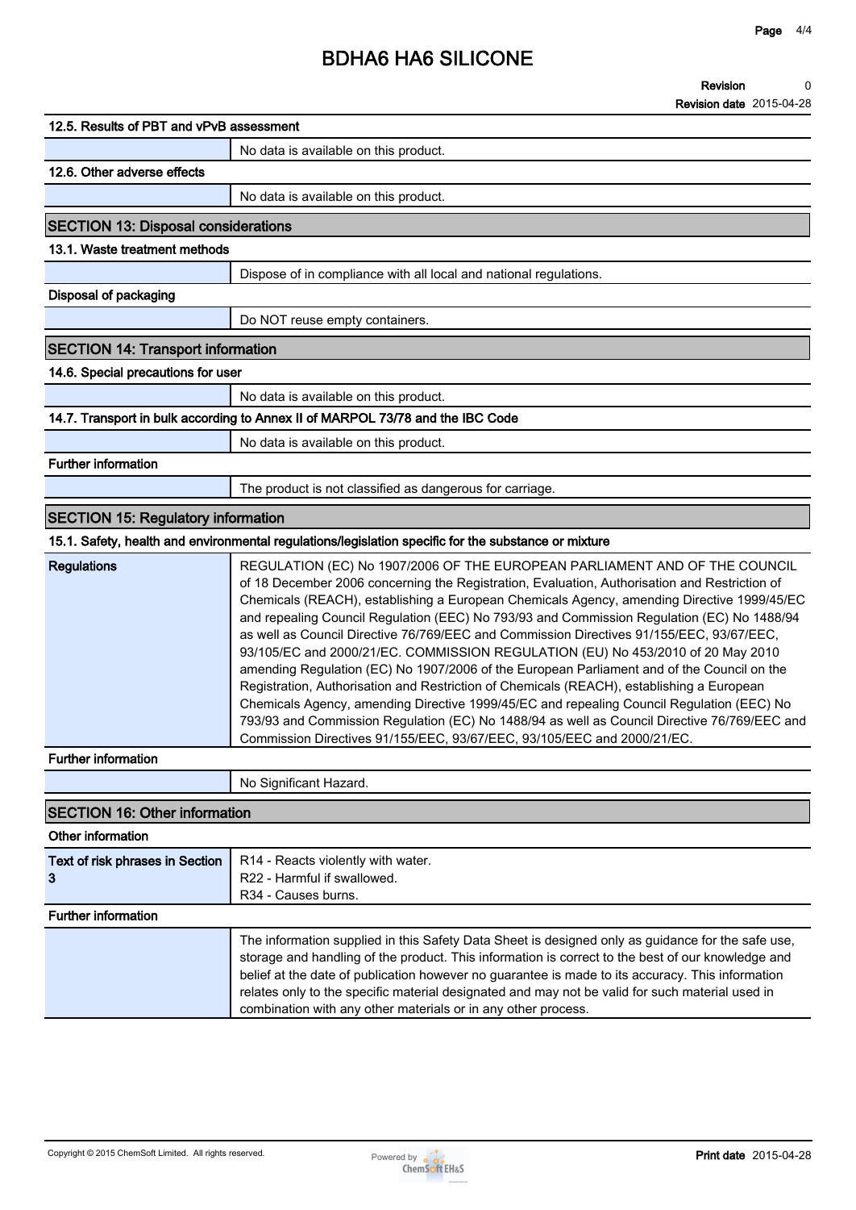# BDHA6 HA6 SILICONE

**Revision** 0
**Revision date** 2015-04-28

### 12.5. Results of PBT and vPvB assessment

| | |
|---|---|
| | No data is available on this product. |

### 12.6. Other adverse effects

| | |
|---|---|
| | No data is available on this product. |

## SECTION 13: Disposal considerations

### 13.1. Waste treatment methods

| | |
|---|---|
| | Dispose of in compliance with all local and national regulations. |

### Disposal of packaging

| | |
|---|---|
| | Do NOT reuse empty containers. |

## SECTION 14: Transport information

### 14.6. Special precautions for user

| | |
|---|---|
| | No data is available on this product. |

### 14.7. Transport in bulk according to Annex II of MARPOL 73/78 and the IBC Code

| | |
|---|---|
| | No data is available on this product. |

### Further information

| | |
|---|---|
| | The product is not classified as dangerous for carriage. |

## SECTION 15: Regulatory information

### 15.1. Safety, health and environmental regulations/legislation specific for the substance or mixture

| | |
|---|---|
| **Regulations** | REGULATION (EC) No 1907/2006 OF THE EUROPEAN PARLIAMENT AND OF THE COUNCIL of 18 December 2006 concerning the Registration, Evaluation, Authorisation and Restriction of Chemicals (REACH), establishing a European Chemicals Agency, amending Directive 1999/45/EC and repealing Council Regulation (EEC) No 793/93 and Commission Regulation (EC) No 1488/94 as well as Council Directive 76/769/EEC and Commission Directives 91/155/EEC, 93/67/EEC, 93/105/EC and 2000/21/EC. COMMISSION REGULATION (EU) No 453/2010 of 20 May 2010 amending Regulation (EC) No 1907/2006 of the European Parliament and of the Council on the Registration, Authorisation and Restriction of Chemicals (REACH), establishing a European Chemicals Agency, amending Directive 1999/45/EC and repealing Council Regulation (EEC) No 793/93 and Commission Regulation (EC) No 1488/94 as well as Council Directive 76/769/EEC and Commission Directives 91/155/EEC, 93/67/EEC, 93/105/EEC and 2000/21/EC. |

### Further information

| | |
|---|---|
| | No Significant Hazard. |

## SECTION 16: Other information

### Other information

| | |
|---|---|
| **Text of risk phrases in Section 3** | R14 - Reacts violently with water.<br>R22 - Harmful if swallowed.<br>R34 - Causes burns. |

### Further information

| | |
|---|---|
| | The information supplied in this Safety Data Sheet is designed only as guidance for the safe use, storage and handling of the product. This information is correct to the best of our knowledge and belief at the date of publication however no guarantee is made to its accuracy. This information relates only to the specific material designated and may not be valid for such material used in combination with any other materials or in any other process. |